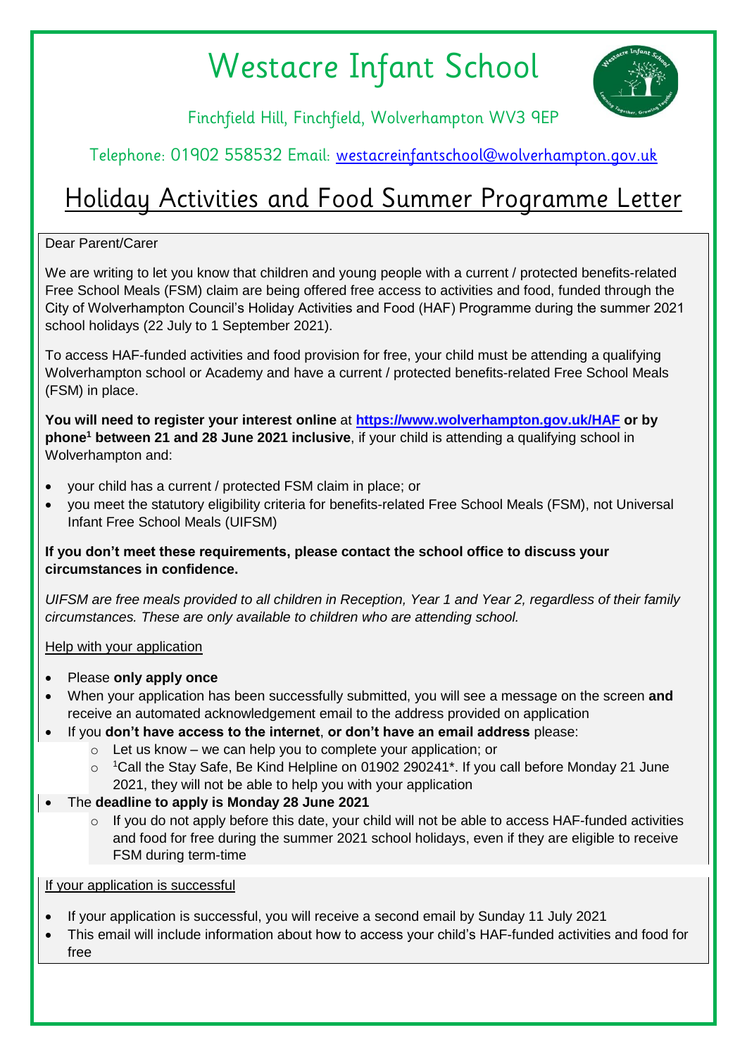# Westacre Infant School

Finchfield Hill, Finchfield, Wolverhampton WV3 9EP

Telephone: 01902 558532 Email: westacreinfantschool@wolverhampton.gov.uk

## Holiday Activities and Food Summer Programme Letter

Dear Parent/Carer

We are writing to let you know that children and young people with a current / protected benefits-related Free School Meals (FSM) claim are being offered free access to activities and food, funded through the City of Wolverhampton Council's Holiday Activities and Food (HAF) Programme during the summer 2021 school holidays (22 July to 1 September 2021).

To access HAF-funded activities and food provision for free, your child must be attending a qualifying Wolverhampton school or Academy and have a current / protected benefits-related Free School Meals (FSM) in place.

**You will need to register your interest online** at **https://www.wolverhampton.gov.uk/HAF** **or by phone[1] between 21 and 28 June 2021 inclusive**, if your child is attending a qualifying school in Wolverhampton and:

- your child has a current / protected FSM claim in place; or
- you meet the statutory eligibility criteria for benefits-related Free School Meals (FSM), not Universal Infant Free School Meals (UIFSM)

**If you don't meet these requirements, please contact the school office to discuss your circumstances in confidence.**

*UIFSM are free meals provided to all children in Reception, Year 1 and Year 2, regardless of their family circumstances. These are only available to children who are attending school.*

Help with your application

- Please **only apply once**
- When your application has been successfully submitted, you will see a message on the screen **and** receive an automated acknowledgement email to the address provided on application
- If you **don't have access to the internet**, **or don't have an email address** please:
  - Let us know – we can help you to complete your application; or
  - [1]Call the Stay Safe, Be Kind Helpline on 01902 290241*. If you call before Monday 21 June 2021, they will not be able to help you with your application
- The **deadline to apply is Monday 28 June 2021**
  - If you do not apply before this date, your child will not be able to access HAF-funded activities and food for free during the summer 2021 school holidays, even if they are eligible to receive FSM during term-time

If your application is successful

- If your application is successful, you will receive a second email by Sunday 11 July 2021
- This email will include information about how to access your child's HAF-funded activities and food for free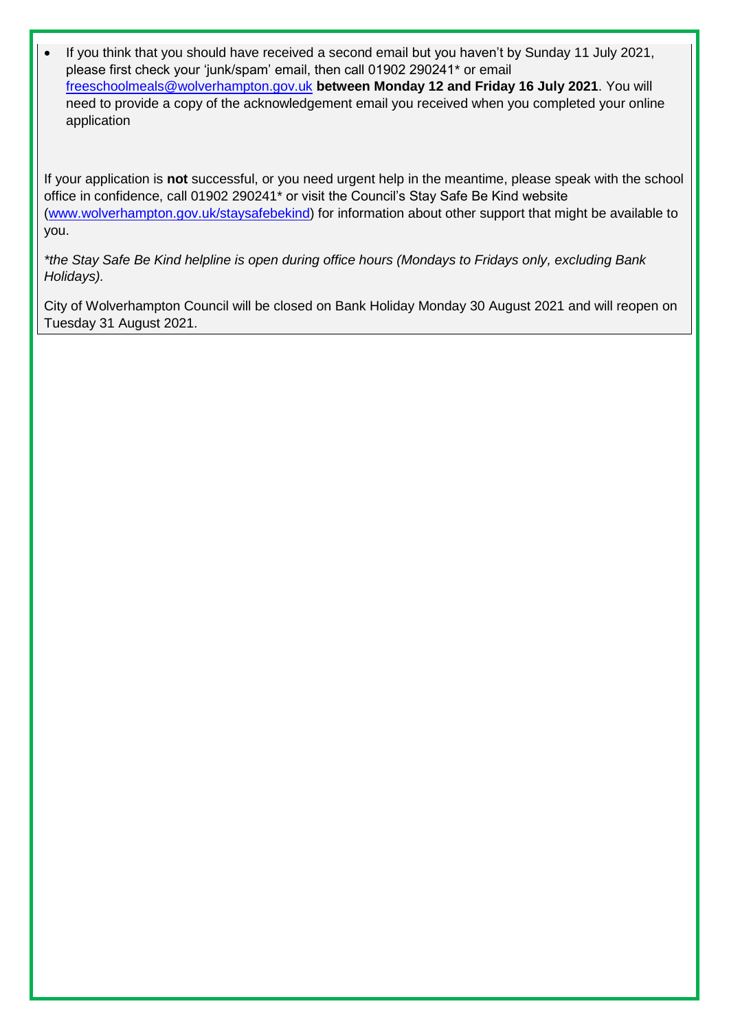- If you think that you should have received a second email but you haven't by Sunday 11 July 2021, please first check your 'junk/spam' email, then call 01902 290241* or email freeschoolmeals@wolverhampton.gov.uk **between Monday 12 and Friday 16 July 2021**. You will need to provide a copy of the acknowledgement email you received when you completed your online application

If your application is **not** successful, or you need urgent help in the meantime, please speak with the school office in confidence, call 01902 290241* or visit the Council's Stay Safe Be Kind website (www.wolverhampton.gov.uk/staysafebekind) for information about other support that might be available to you.

**the Stay Safe Be Kind helpline is open during office hours (Mondays to Fridays only, excluding Bank Holidays).*

City of Wolverhampton Council will be closed on Bank Holiday Monday 30 August 2021 and will reopen on Tuesday 31 August 2021.